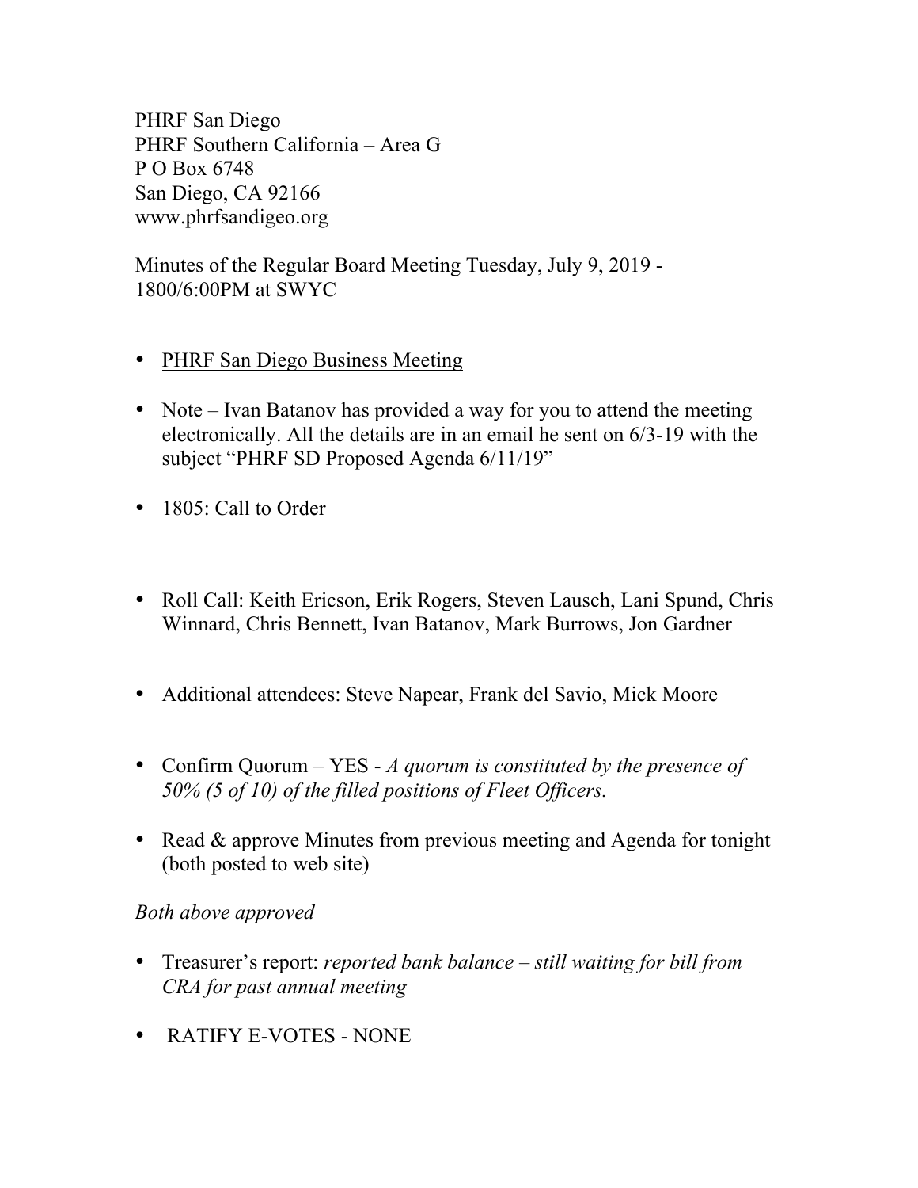PHRF San Diego
PHRF Southern California – Area G
P O Box 6748
San Diego, CA 92166
www.phrfsandigeo.org

Minutes of the Regular Board Meeting Tuesday, July 9, 2019 - 1800/6:00PM at SWYC

- <u>PHRF San Diego Business Meeting</u>
- Note – Ivan Batanov has provided a way for you to attend the meeting electronically. All the details are in an email he sent on 6/3-19 with the subject "PHRF SD Proposed Agenda 6/11/19"
- 1805: Call to Order
- Roll Call: Keith Ericson, Erik Rogers, Steven Lausch, Lani Spund, Chris Winnard, Chris Bennett, Ivan Batanov, Mark Burrows, Jon Gardner
- Additional attendees: Steve Napear, Frank del Savio, Mick Moore
- Confirm Quorum – YES - *A quorum is constituted by the presence of 50% (5 of 10) of the filled positions of Fleet Officers.*
- Read & approve Minutes from previous meeting and Agenda for tonight (both posted to web site)

*Both above approved*

- Treasurer's report: *reported bank balance – still waiting for bill from CRA for past annual meeting*
- RATIFY E-VOTES - NONE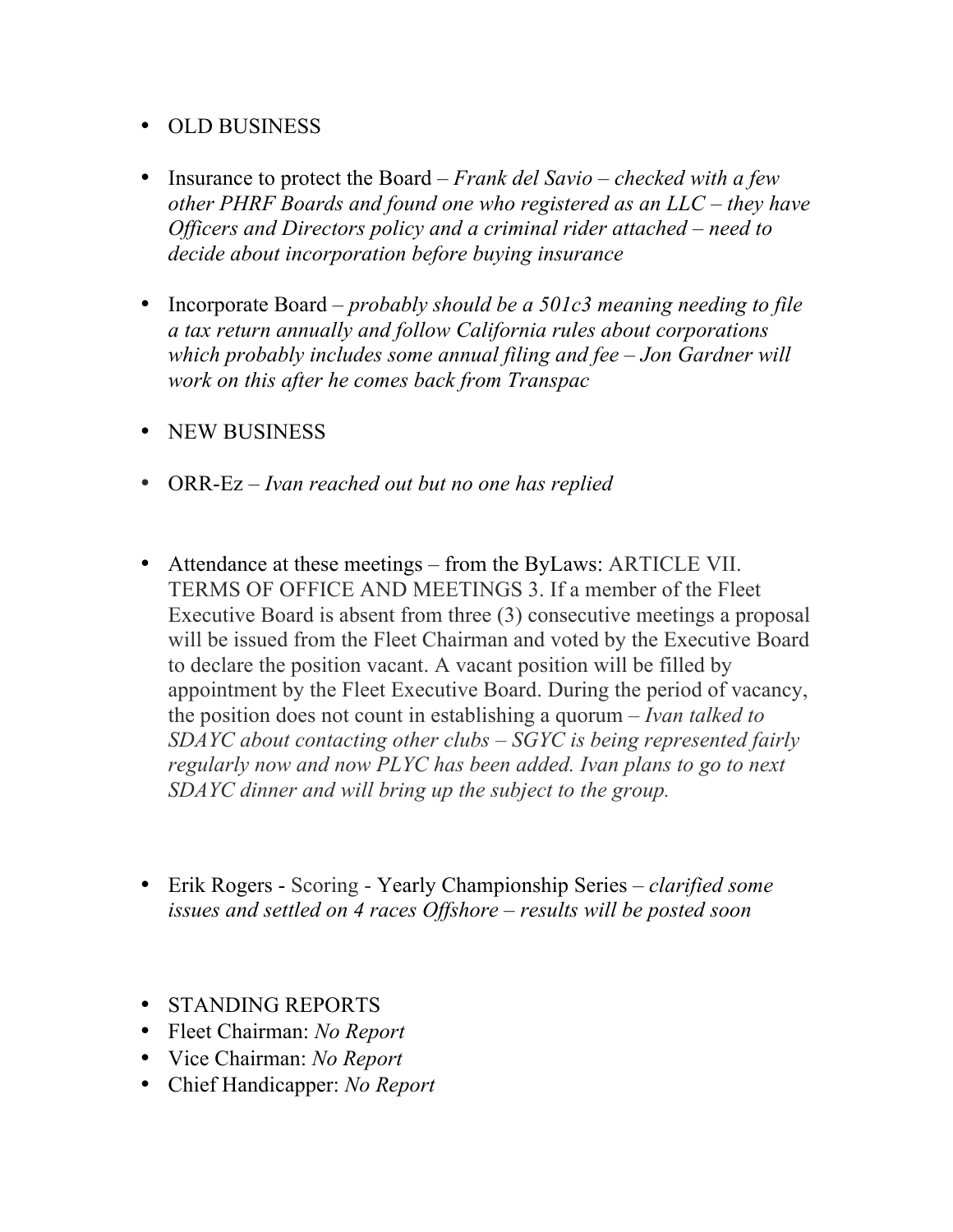- OLD BUSINESS

- Insurance to protect the Board – *Frank del Savio – checked with a few other PHRF Boards and found one who registered as an LLC – they have Officers and Directors policy and a criminal rider attached – need to decide about incorporation before buying insurance*

- Incorporate Board – *probably should be a 501c3 meaning needing to file a tax return annually and follow California rules about corporations which probably includes some annual filing and fee – Jon Gardner will work on this after he comes back from Transpac*

- NEW BUSINESS

- ORR-Ez – *Ivan reached out but no one has replied*

- Attendance at these meetings – from the ByLaws: ARTICLE VII. TERMS OF OFFICE AND MEETINGS 3. If a member of the Fleet Executive Board is absent from three (3) consecutive meetings a proposal will be issued from the Fleet Chairman and voted by the Executive Board to declare the position vacant. A vacant position will be filled by appointment by the Fleet Executive Board. During the period of vacancy, the position does not count in establishing a quorum – *Ivan talked to SDAYC about contacting other clubs – SGYC is being represented fairly regularly now and now PLYC has been added. Ivan plans to go to next SDAYC dinner and will bring up the subject to the group.*

- Erik Rogers - Scoring - Yearly Championship Series – *clarified some issues and settled on 4 races Offshore – results will be posted soon*

- STANDING REPORTS
- Fleet Chairman: *No Report*
- Vice Chairman: *No Report*
- Chief Handicapper: *No Report*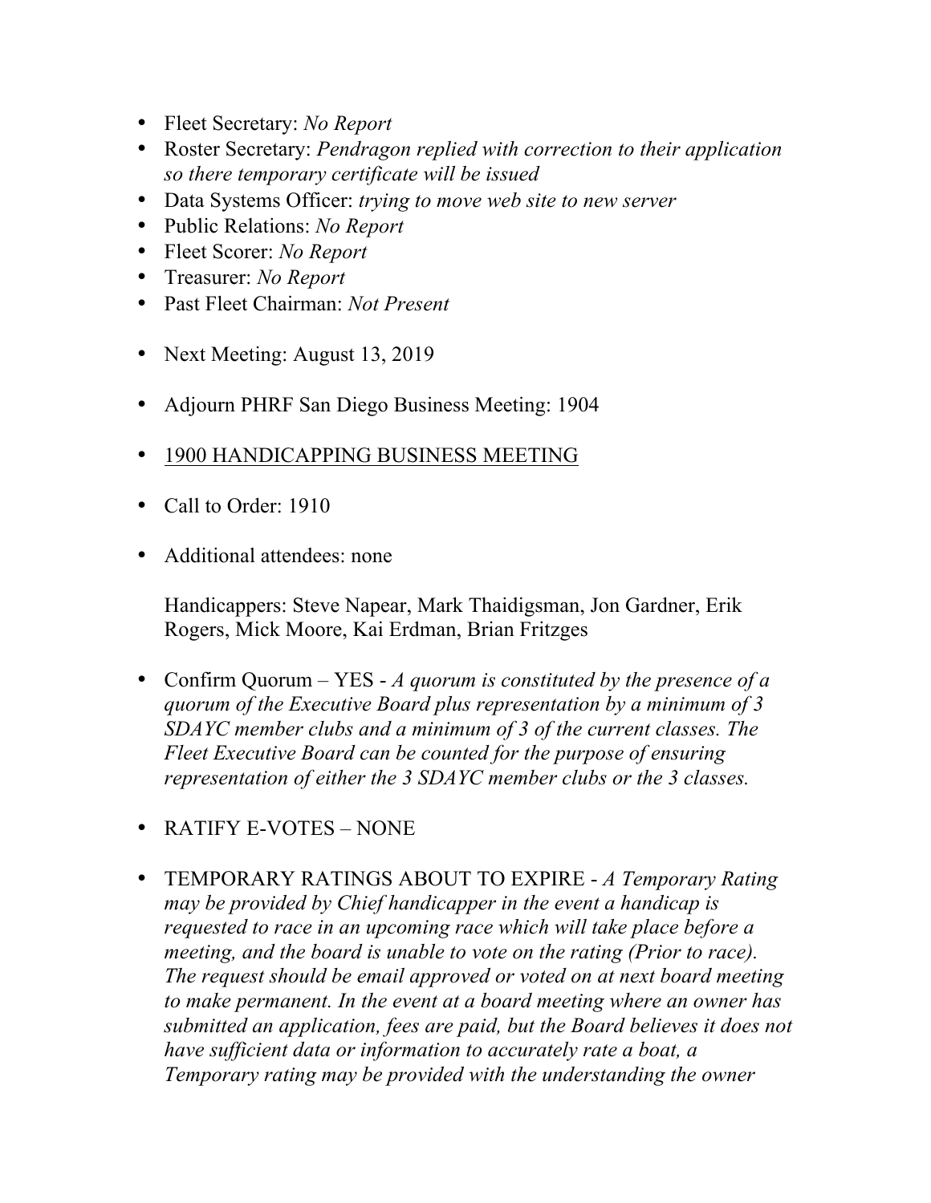- Fleet Secretary: *No Report*
- Roster Secretary: *Pendragon replied with correction to their application so there temporary certificate will be issued*
- Data Systems Officer: *trying to move web site to new server*
- Public Relations: *No Report*
- Fleet Scorer: *No Report*
- Treasurer: *No Report*
- Past Fleet Chairman: *Not Present*

- Next Meeting: August 13, 2019

- Adjourn PHRF San Diego Business Meeting: 1904

- <u>1900 HANDICAPPING BUSINESS MEETING</u>

- Call to Order: 1910

- Additional attendees: none

  Handicappers: Steve Napear, Mark Thaidigsman, Jon Gardner, Erik Rogers, Mick Moore, Kai Erdman, Brian Fritzges

- Confirm Quorum – YES - *A quorum is constituted by the presence of a quorum of the Executive Board plus representation by a minimum of 3 SDAYC member clubs and a minimum of 3 of the current classes. The Fleet Executive Board can be counted for the purpose of ensuring representation of either the 3 SDAYC member clubs or the 3 classes.*

- RATIFY E-VOTES – NONE

- TEMPORARY RATINGS ABOUT TO EXPIRE - *A Temporary Rating may be provided by Chief handicapper in the event a handicap is requested to race in an upcoming race which will take place before a meeting, and the board is unable to vote on the rating (Prior to race). The request should be email approved or voted on at next board meeting to make permanent. In the event at a board meeting where an owner has submitted an application, fees are paid, but the Board believes it does not have sufficient data or information to accurately rate a boat, a Temporary rating may be provided with the understanding the owner*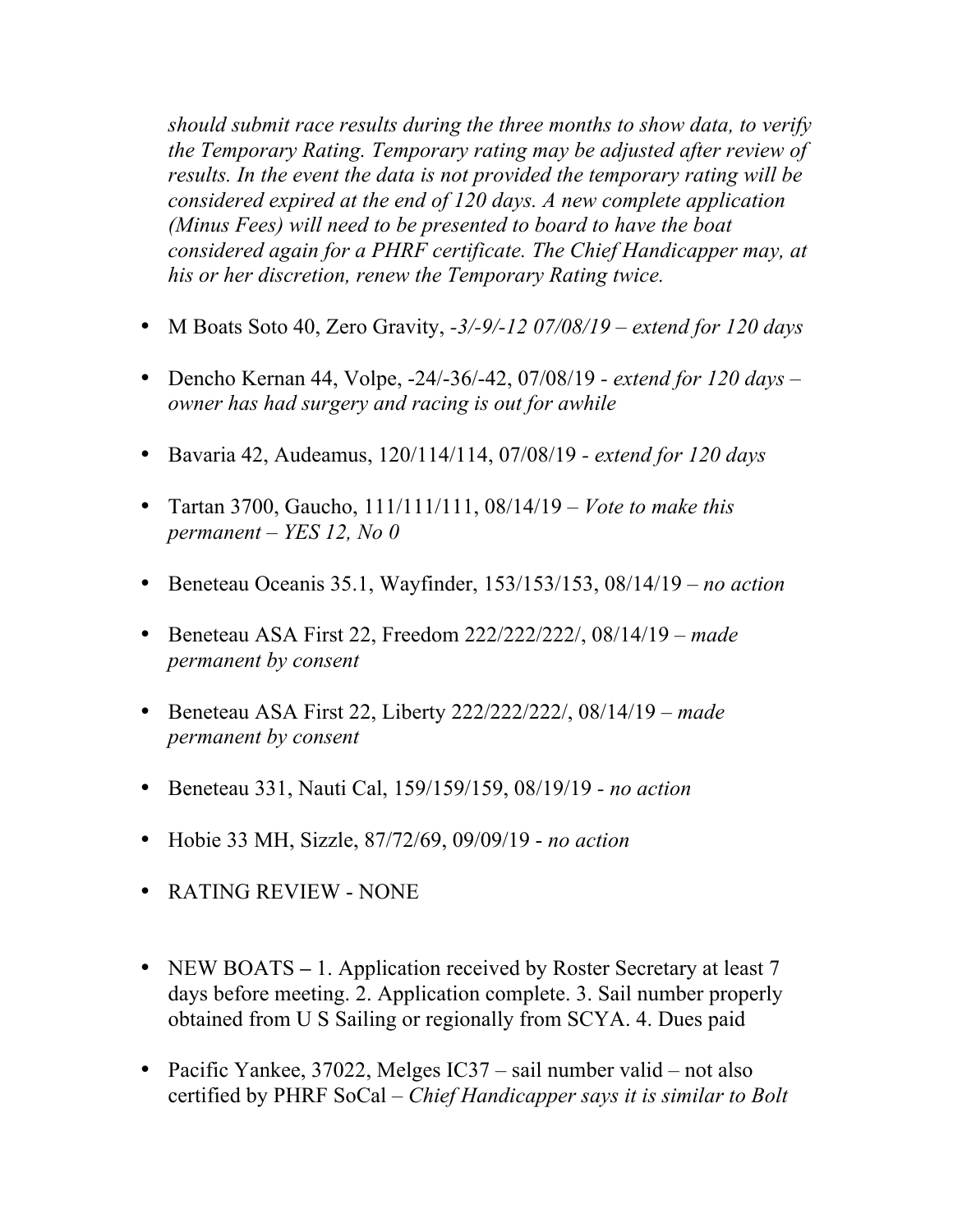*should submit race results during the three months to show data, to verify the Temporary Rating. Temporary rating may be adjusted after review of results. In the event the data is not provided the temporary rating will be considered expired at the end of 120 days. A new complete application (Minus Fees) will need to be presented to board to have the boat considered again for a PHRF certificate. The Chief Handicapper may, at his or her discretion, renew the Temporary Rating twice.*

- M Boats Soto 40, Zero Gravity, *-3/-9/-12 07/08/19 – extend for 120 days*
- Dencho Kernan 44, Volpe, -24/-36/-42, 07/08/19 - *extend for 120 days – owner has had surgery and racing is out for awhile*
- Bavaria 42, Audeamus, 120/114/114, 07/08/19 - *extend for 120 days*
- Tartan 3700, Gaucho, 111/111/111, 08/14/19 – *Vote to make this permanent – YES 12, No 0*
- Beneteau Oceanis 35.1, Wayfinder, 153/153/153, 08/14/19 – *no action*
- Beneteau ASA First 22, Freedom 222/222/222/, 08/14/19 – *made permanent by consent*
- Beneteau ASA First 22, Liberty 222/222/222/, 08/14/19 – *made permanent by consent*
- Beneteau 331, Nauti Cal, 159/159/159, 08/19/19 - *no action*
- Hobie 33 MH, Sizzle, 87/72/69, 09/09/19 - *no action*
- RATING REVIEW - NONE
- NEW BOATS **–** 1. Application received by Roster Secretary at least 7 days before meeting. 2. Application complete. 3. Sail number properly obtained from U S Sailing or regionally from SCYA. 4. Dues paid
- Pacific Yankee, 37022, Melges IC37 – sail number valid – not also certified by PHRF SoCal – *Chief Handicapper says it is similar to Bolt*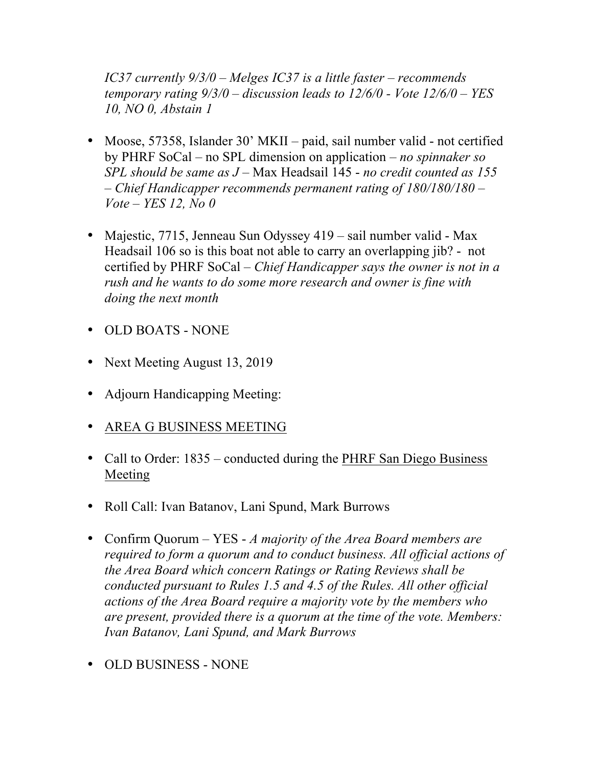*IC37 currently 9/3/0 – Melges IC37 is a little faster – recommends temporary rating 9/3/0 – discussion leads to 12/6/0 - Vote 12/6/0 – YES 10, NO 0, Abstain 1*

- Moose, 57358, Islander 30' MKII – paid, sail number valid - not certified by PHRF SoCal – no SPL dimension on application – *no spinnaker so SPL should be same as J* – Max Headsail 145 - *no credit counted as 155 – Chief Handicapper recommends permanent rating of 180/180/180 – Vote – YES 12, No 0*

- Majestic, 7715, Jenneau Sun Odyssey 419 – sail number valid - Max Headsail 106 so is this boat not able to carry an overlapping jib? - not certified by PHRF SoCal – *Chief Handicapper says the owner is not in a rush and he wants to do some more research and owner is fine with doing the next month*

- OLD BOATS - NONE

- Next Meeting August 13, 2019

- Adjourn Handicapping Meeting:

- <u>AREA G BUSINESS MEETING</u>

- Call to Order: 1835 – conducted during the <u>PHRF San Diego Business Meeting</u>

- Roll Call: Ivan Batanov, Lani Spund, Mark Burrows

- Confirm Quorum – YES - *A majority of the Area Board members are required to form a quorum and to conduct business. All official actions of the Area Board which concern Ratings or Rating Reviews shall be conducted pursuant to Rules 1.5 and 4.5 of the Rules. All other official actions of the Area Board require a majority vote by the members who are present, provided there is a quorum at the time of the vote. Members: Ivan Batanov, Lani Spund, and Mark Burrows*

- OLD BUSINESS - NONE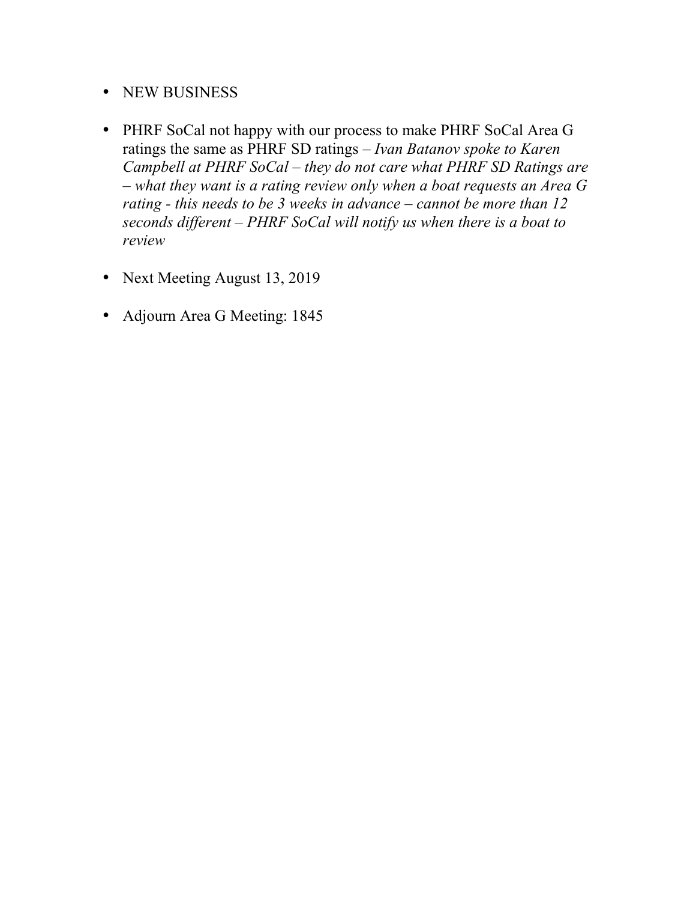- NEW BUSINESS

- PHRF SoCal not happy with our process to make PHRF SoCal Area G ratings the same as PHRF SD ratings – *Ivan Batanov spoke to Karen Campbell at PHRF SoCal – they do not care what PHRF SD Ratings are – what they want is a rating review only when a boat requests an Area G rating - this needs to be 3 weeks in advance – cannot be more than 12 seconds different – PHRF SoCal will notify us when there is a boat to review*

- Next Meeting August 13, 2019

- Adjourn Area G Meeting: 1845